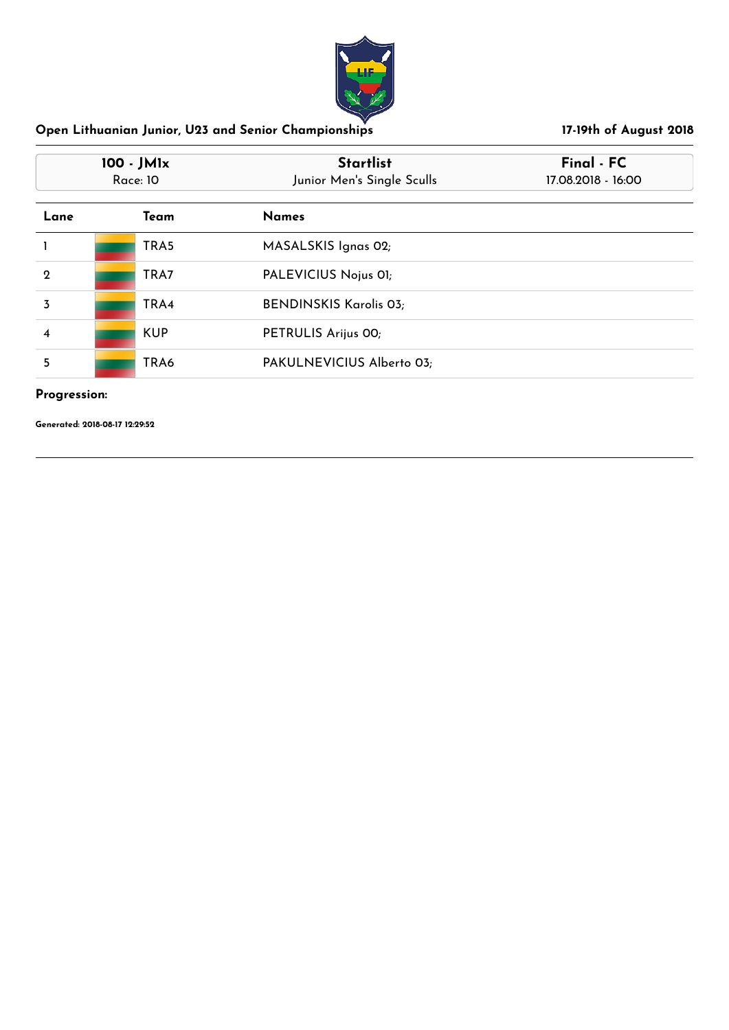## Open Lithuanian Junior, U23 and Senior Championships

**17-19th of August 2018**

| 100 - JM1x | Startlist | Final - FC |
| --- | --- | --- |
| Race: 10 | Junior Men's Single Sculls | 17.08.2018 - 16:00 |

| Lane | Team | Names |
| --- | --- | --- |
| 1 | TRA5 | MASALSKIS Ignas 02; |
| 2 | TRA7 | PALEVICIUS Nojus 01; |
| 3 | TRA4 | BENDINSKIS Karolis 03; |
| 4 | KUP | PETRULIS Arijus 00; |
| 5 | TRA6 | PAKULNEVICIUS Alberto 03; |

**Progression:**

**Generated: 2018-08-17 12:29:52**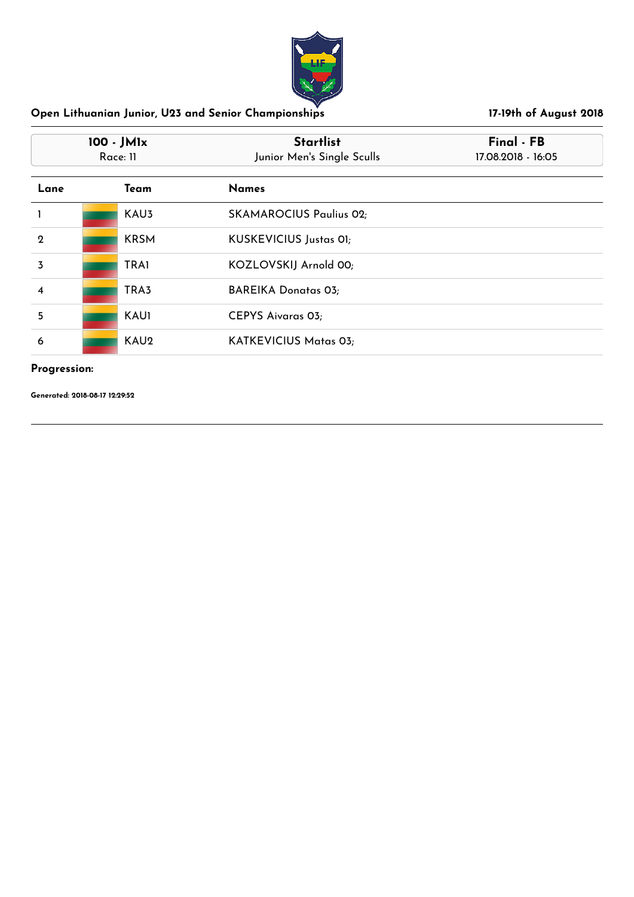## Open Lithuanian Junior, U23 and Senior Championships

**17-19th of August 2018**

| 100 - JM1x | Startlist | Final - FB |
|---|---|---|
| Race: 11 | Junior Men's Single Sculls | 17.08.2018 - 16:05 |

| Lane | Team | Names |
|---|---|---|
| 1 | KAU3 | SKAMAROCIUS Paulius 02; |
| 2 | KRSM | KUSKEVICIUS Justas 01; |
| 3 | TRA1 | KOZLOVSKIJ Arnold 00; |
| 4 | TRA3 | BAREIKA Donatas 03; |
| 5 | KAU1 | CEPYS Aivaras 03; |
| 6 | KAU2 | KATKEVICIUS Matas 03; |

**Progression:**

**Generated: 2018-08-17 12:29:52**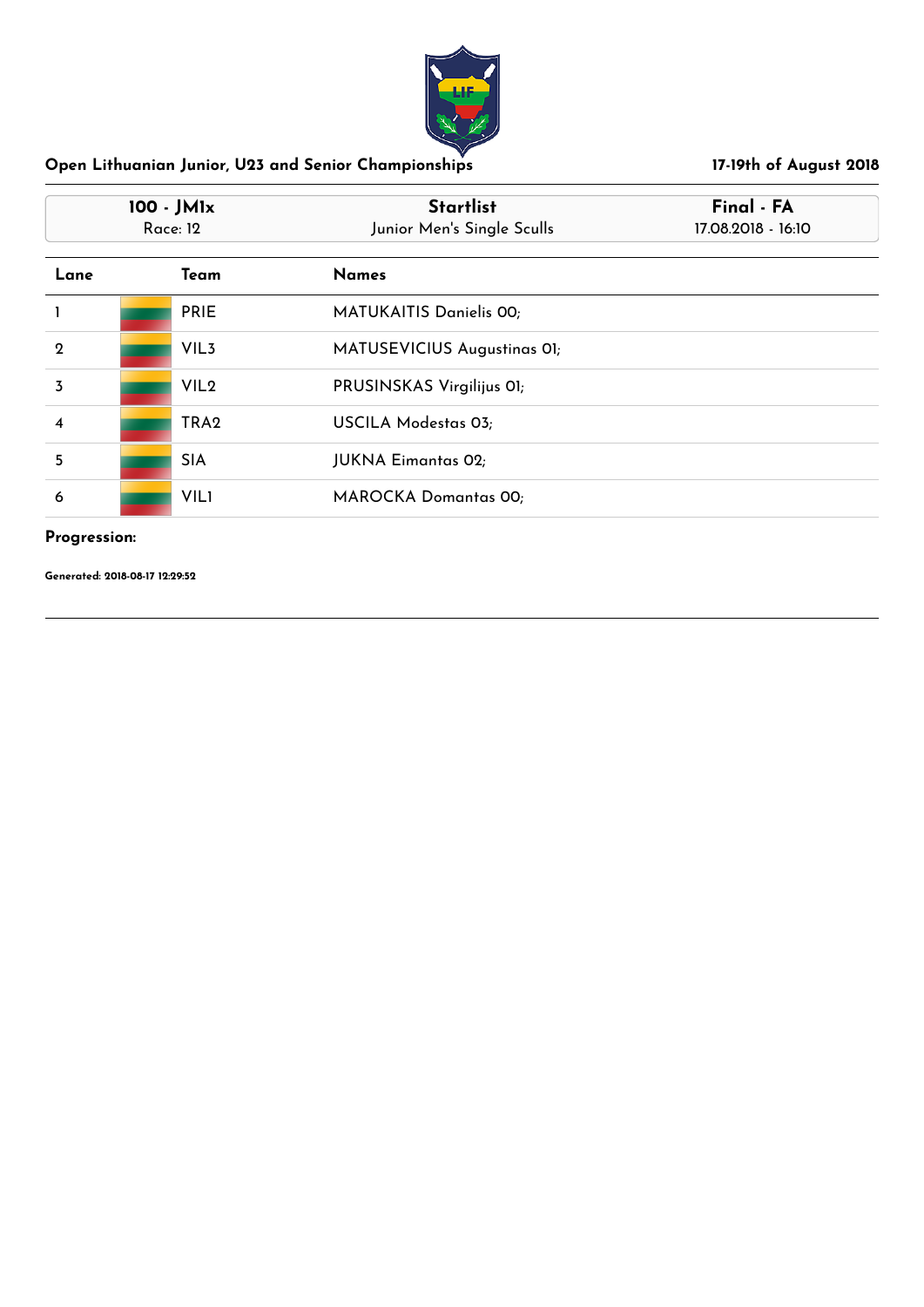## Open Lithuanian Junior, U23 and Senior Championships

**17-19th of August 2018**

| 100 - JM1x | Startlist | Final - FA |
| --- | --- | --- |
| Race: 12 | Junior Men's Single Sculls | 17.08.2018 - 16:10 |

| Lane | Team | Names |
| --- | --- | --- |
| 1 | PRIE | MATUKAITIS Danielis 00; |
| 2 | VIL3 | MATUSEVICIUS Augustinas 01; |
| 3 | VIL2 | PRUSINSKAS Virgilijus 01; |
| 4 | TRA2 | USCILA Modestas 03; |
| 5 | SIA | JUKNA Eimantas 02; |
| 6 | VIL1 | MAROCKA Domantas 00; |

**Progression:**

**Generated: 2018-08-17 12:29:52**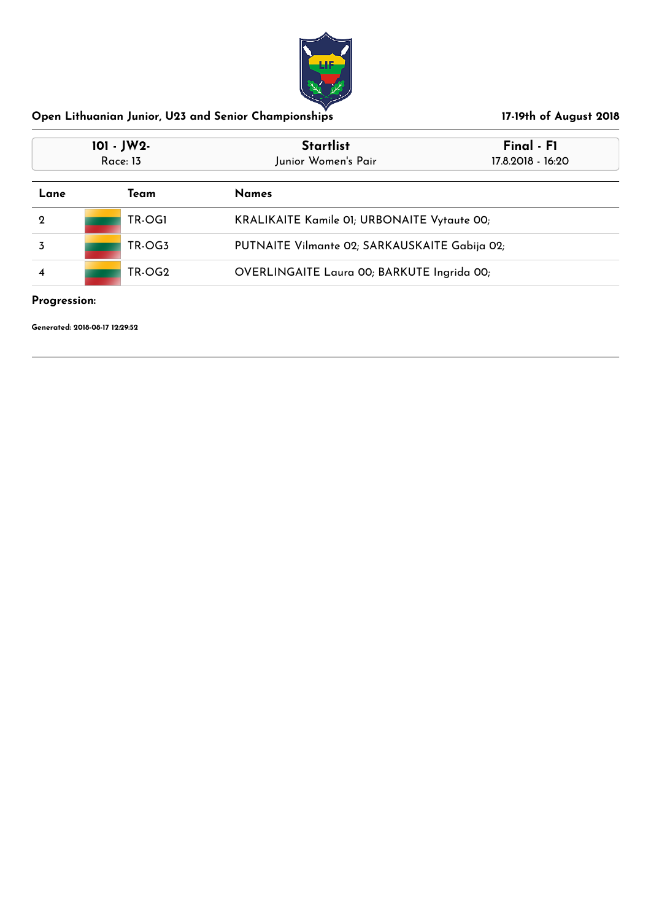## Open Lithuanian Junior, U23 and Senior Championships

**17-19th of August 2018**

| 101 - JW2- | Startlist | Final - F1 |
|---|---|---|
| Race: 13 | Junior Women's Pair | 17.8.2018 - 16:20 |

| Lane | Team | Names |
|---|---|---|
| 2 | TR-OG1 | KRALIKAITE Kamile 01; URBONAITE Vytaute 00; |
| 3 | TR-OG3 | PUTNAITE Vilmante 02; SARKAUSKAITE Gabija 02; |
| 4 | TR-OG2 | OVERLINGAITE Laura 00; BARKUTE Ingrida 00; |

**Progression:**

**Generated: 2018-08-17 12:29:52**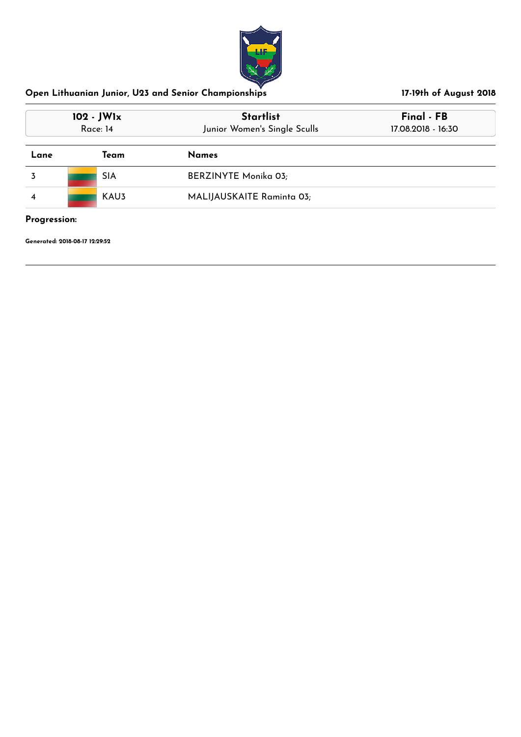## Open Lithuanian Junior, U23 and Senior Championships

**17-19th of August 2018**

| 102 - JW1x | Startlist | Final - FB |
| --- | --- | --- |
| Race: 14 | Junior Women's Single Sculls | 17.08.2018 - 16:30 |

| Lane | Team | Names |
| --- | --- | --- |
| 3 | SIA | BERZINYTE Monika 03; |
| 4 | KAU3 | MALIJAUSKAITE Raminta 03; |

**Progression:**

**Generated: 2018-08-17 12:29:52**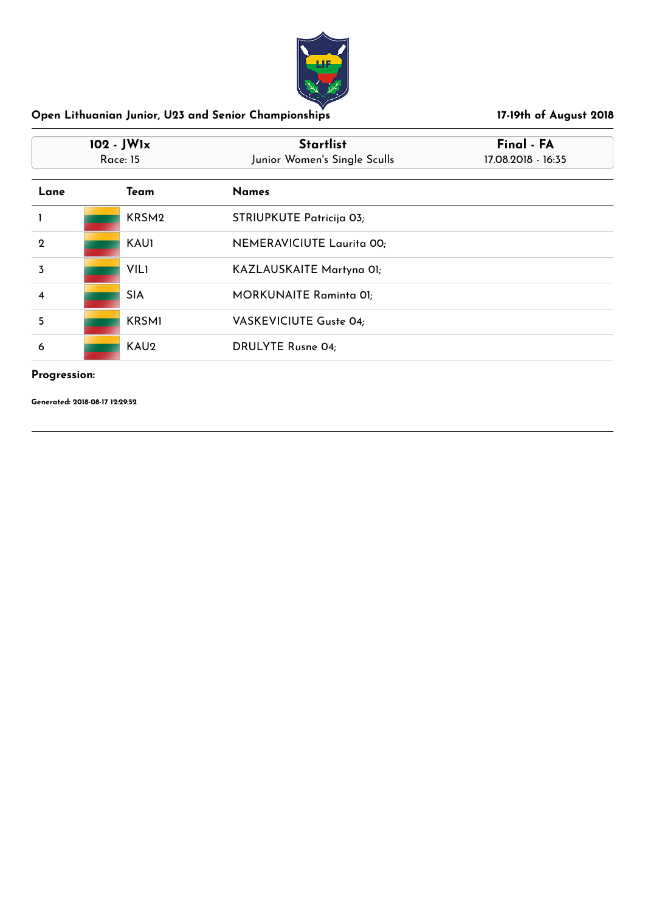## Open Lithuanian Junior, U23 and Senior Championships

**17-19th of August 2018**

| 102 - JW1x | Startlist | Final - FA |
|---|---|---|
| Race: 15 | Junior Women's Single Sculls | 17.08.2018 - 16:35 |

| Lane | Team | Names |
|---|---|---|
| 1 | KRSM2 | STRIUPKUTE Patricija 03; |
| 2 | KAU1 | NEMERAVICIUTE Laurita 00; |
| 3 | VIL1 | KAZLAUSKAITE Martyna 01; |
| 4 | SIA | MORKUNAITE Raminta 01; |
| 5 | KRSM1 | VASKEVICIUTE Guste 04; |
| 6 | KAU2 | DRULYTE Rusne 04; |

**Progression:**

**Generated: 2018-08-17 12:29:52**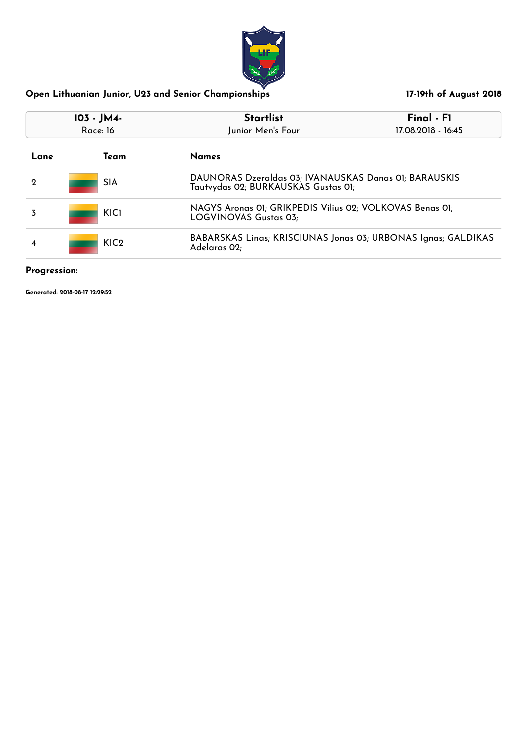## Open Lithuanian Junior, U23 and Senior Championships

17-19th of August 2018

| 103 - JM4- | Startlist | Final - F1 |
| --- | --- | --- |
| Race: 16 | Junior Men's Four | 17.08.2018 - 16:45 |

| Lane | Team | Names |
| --- | --- | --- |
| 2 | SIA | DAUNORAS Dzeraldas 03; IVANAUSKAS Danas 01; BARAUSKIS Tautvydas 02; BURKAUSKAS Gustas 01; |
| 3 | KIC1 | NAGYS Aronas 01; GRIKPEDIS Vilius 02; VOLKOVAS Benas 01; LOGVINOVAS Gustas 03; |
| 4 | KIC2 | BABARSKAS Linas; KRISCIUNAS Jonas 03; URBONAS Ignas; GALDIKAS Adelaras 02; |

**Progression:**

**Generated: 2018-08-17 12:29:52**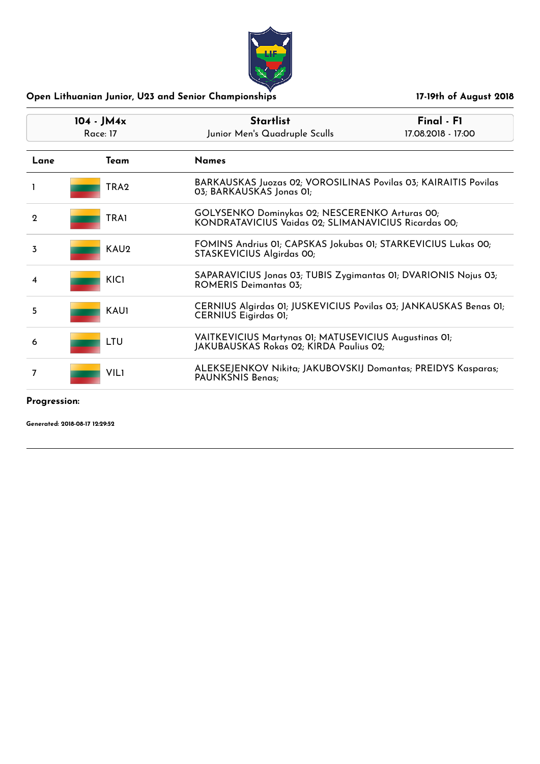## Open Lithuanian Junior, U23 and Senior Championships

17-19th of August 2018

| 104 - JM4x | Startlist | Final - F1 |
|---|---|---|
| Race: 17 | Junior Men's Quadruple Sculls | 17.08.2018 - 17:00 |

| Lane | Team | Names |
|---|---|---|
| 1 | TRA2 | BARKAUSKAS Juozas 02; VOROSILINAS Povilas 03; KAIRAITIS Povilas 03; BARKAUSKAS Jonas 01; |
| 2 | TRA1 | GOLYSENKO Dominykas 02; NESCERENKO Arturas 00; KONDRATAVICIUS Vaidas 02; SLIMANAVICIUS Ricardas 00; |
| 3 | KAU2 | FOMINS Andrius 01; CAPSKAS Jokubas 01; STARKEVICIUS Lukas 00; STASKEVICIUS Algirdas 00; |
| 4 | KIC1 | SAPARAVICIUS Jonas 03; TUBIS Zygimantas 01; DVARIONIS Nojus 03; ROMERIS Deimantas 03; |
| 5 | KAU1 | CERNIUS Algirdas 01; JUSKEVICIUS Povilas 03; JANKAUSKAS Benas 01; CERNIUS Eigirdas 01; |
| 6 | LTU | VAITKEVICIUS Martynas 01; MATUSEVICIUS Augustinas 01; JAKUBAUSKAS Rokas 02; KIRDA Paulius 02; |
| 7 | VIL1 | ALEKSEJENKOV Nikita; JAKUBOVSKIJ Domantas; PREIDYS Kasparas; PAUNKSNIS Benas; |

**Progression:**

**Generated: 2018-08-17 12:29:52**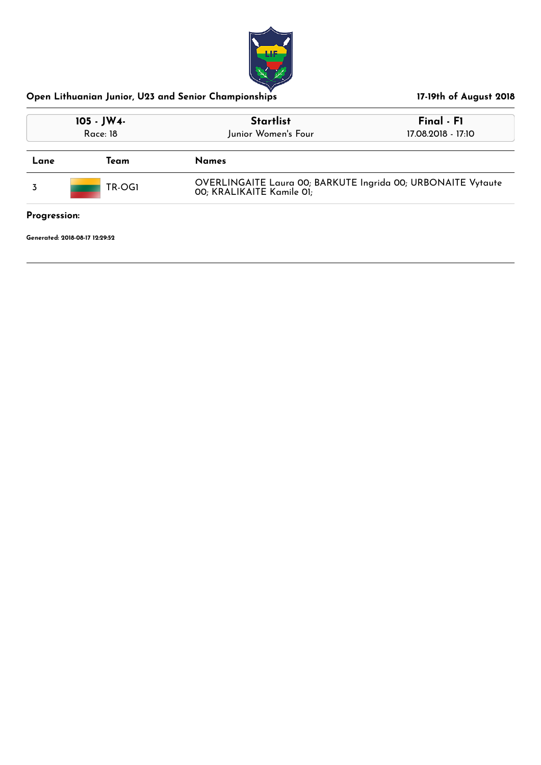**Open Lithuanian Junior, U23 and Senior Championships** — **17-19th of August 2018**

| 105 - JW4- | Startlist | Final - F1 |
|---|---|---|
| Race: 18 | Junior Women's Four | 17.08.2018 - 17:10 |

| Lane | Team | Names |
|---|---|---|
| 3 | TR-OG1 | OVERLINGAITE Laura 00; BARKUTE Ingrida 00; URBONAITE Vytaute 00; KRALIKAITE Kamile 01; |

**Progression:**

**Generated: 2018-08-17 12:29:52**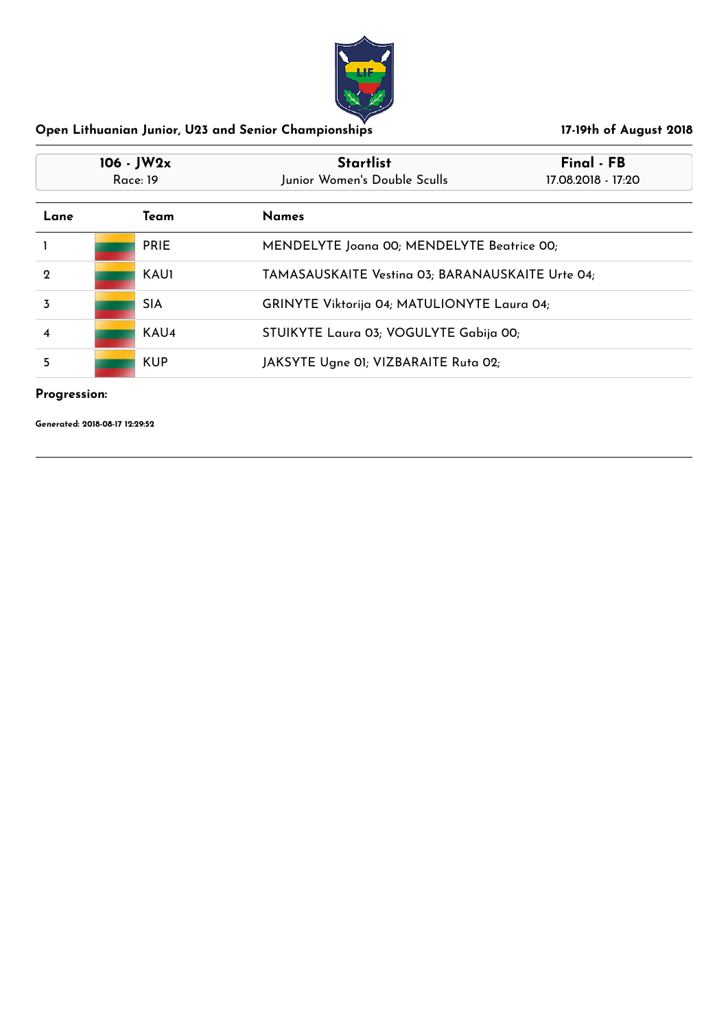## Open Lithuanian Junior, U23 and Senior Championships

**17-19th of August 2018**

| 106 - JW2x | Startlist | Final - FB |
|---|---|---|
| Race: 19 | Junior Women's Double Sculls | 17.08.2018 - 17:20 |

| Lane | Team | Names |
|---|---|---|
| 1 | PRIE | MENDELYTE Joana 00; MENDELYTE Beatrice 00; |
| 2 | KAU1 | TAMASAUSKAITE Vestina 03; BARANAUSKAITE Urte 04; |
| 3 | SIA | GRINYTE Viktorija 04; MATULIONYTE Laura 04; |
| 4 | KAU4 | STUIKYTE Laura 03; VOGULYTE Gabija 00; |
| 5 | KUP | JAKSYTE Ugne 01; VIZBARAITE Ruta 02; |

**Progression:**

**Generated: 2018-08-17 12:29:52**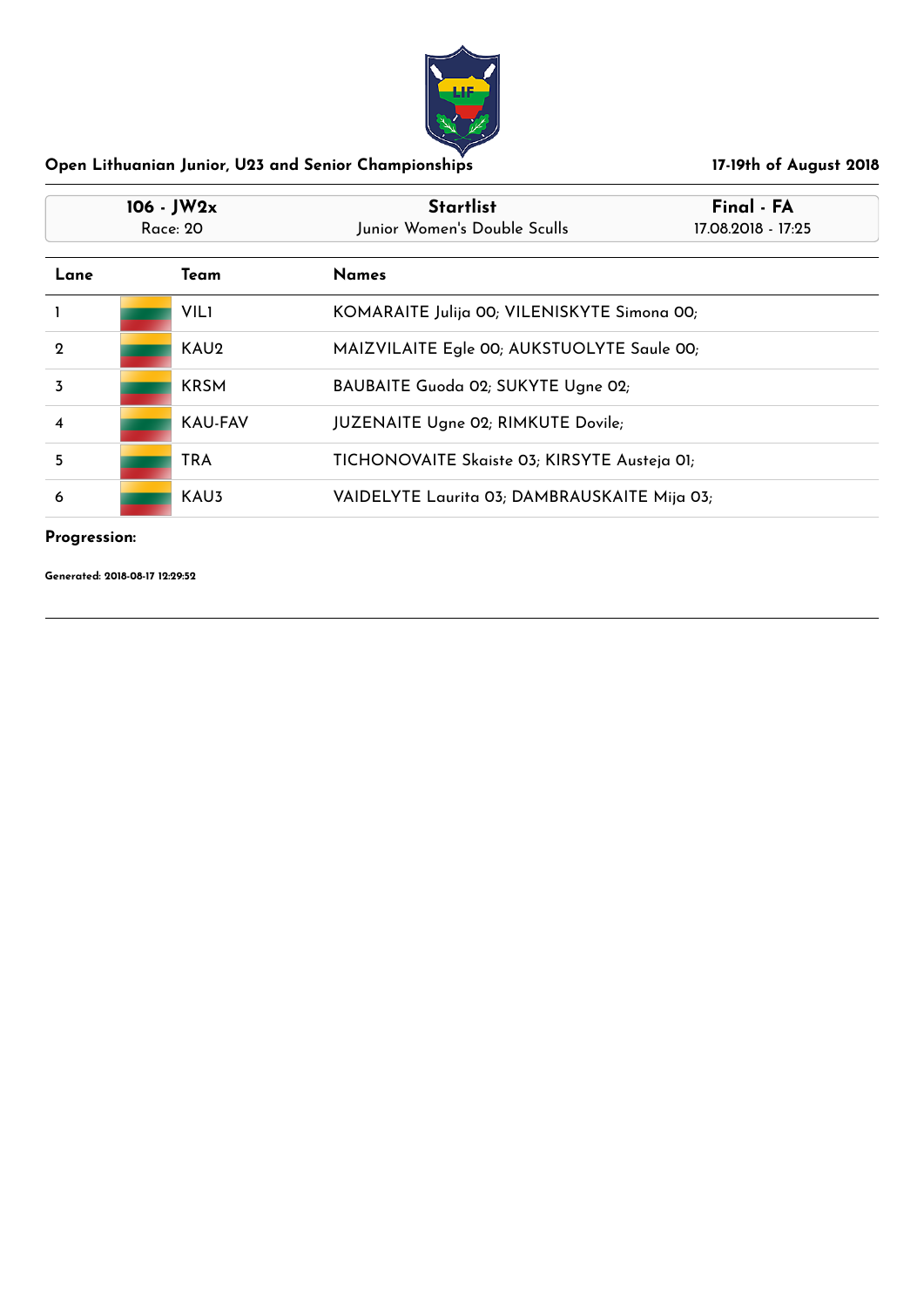## Open Lithuanian Junior, U23 and Senior Championships

17-19th of August 2018

| 106 - JW2x | Startlist | Final - FA |
|---|---|---|
| Race: 20 | Junior Women's Double Sculls | 17.08.2018 - 17:25 |

| Lane | Team | Names |
|---|---|---|
| 1 | VIL1 | KOMARAITE Julija 00; VILENISKYTE Simona 00; |
| 2 | KAU2 | MAIZVILAITE Egle 00; AUKSTUOLYTE Saule 00; |
| 3 | KRSM | BAUBAITE Guoda 02; SUKYTE Ugne 02; |
| 4 | KAU-FAV | JUZENAITE Ugne 02; RIMKUTE Dovile; |
| 5 | TRA | TICHONOVAITE Skaiste 03; KIRSYTE Austeja 01; |
| 6 | KAU3 | VAIDELYTE Laurita 03; DAMBRAUSKAITE Mija 03; |

**Progression:**

**Generated: 2018-08-17 12:29:52**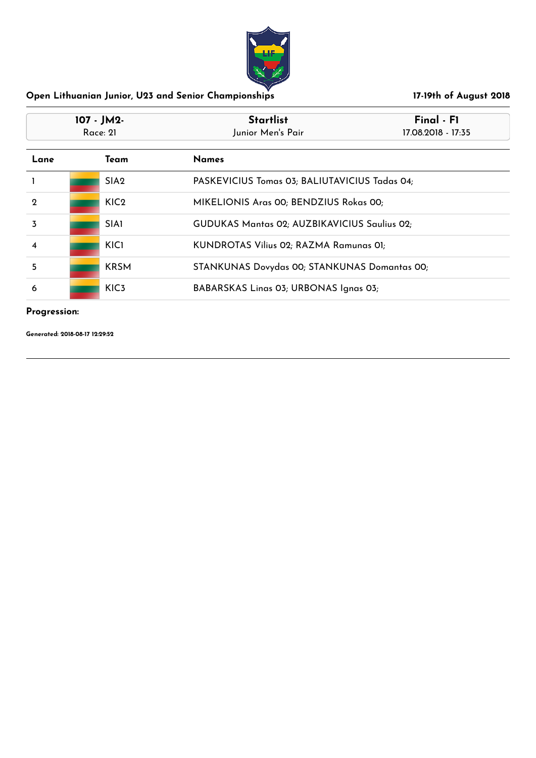## Open Lithuanian Junior, U23 and Senior Championships

**17-19th of August 2018**

| 107 - JM2- | Startlist | Final - F1 |
|---|---|---|
| Race: 21 | Junior Men's Pair | 17.08.2018 - 17:35 |

| Lane | Team | Names |
|---|---|---|
| 1 | SIA2 | PASKEVICIUS Tomas 03; BALIUTAVICIUS Tadas 04; |
| 2 | KIC2 | MIKELIONIS Aras 00; BENDZIUS Rokas 00; |
| 3 | SIA1 | GUDUKAS Mantas 02; AUZBIKAVICIUS Saulius 02; |
| 4 | KIC1 | KUNDROTAS Vilius 02; RAZMA Ramunas 01; |
| 5 | KRSM | STANKUNAS Dovydas 00; STANKUNAS Domantas 00; |
| 6 | KIC3 | BABARSKAS Linas 03; URBONAS Ignas 03; |

**Progression:**

**Generated: 2018-08-17 12:29:52**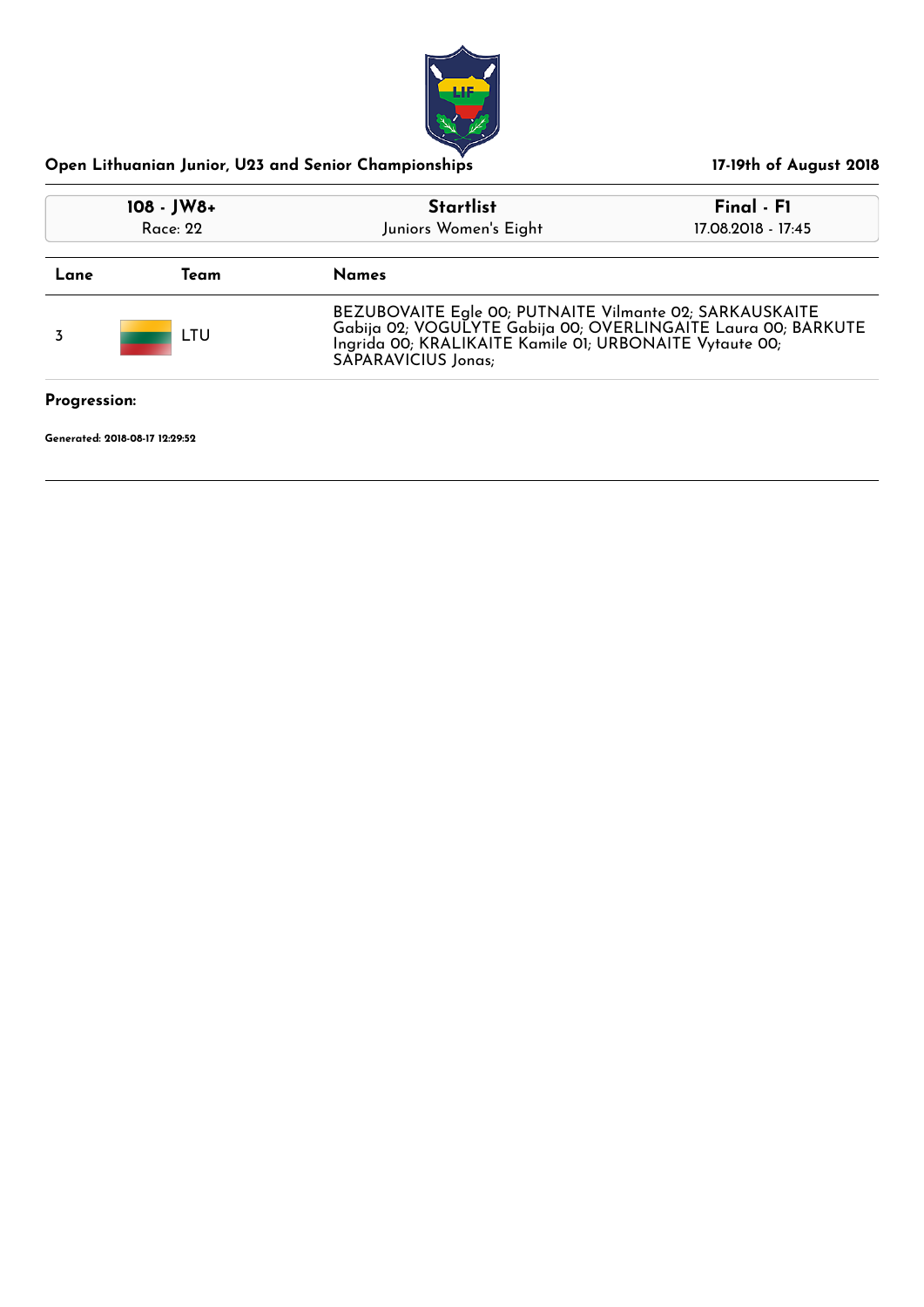## Open Lithuanian Junior, U23 and Senior Championships

17-19th of August 2018

| 108 - JW8+ | Startlist | Final - F1 |
|---|---|---|
| Race: 22 | Juniors Women's Eight | 17.08.2018 - 17:45 |

| Lane | Team | Names |
|---|---|---|
| 3 | LTU | BEZUBOVAITE Egle 00; PUTNAITE Vilmante 02; SARKAUSKAITE Gabija 02; VOGULYTE Gabija 00; OVERLINGAITE Laura 00; BARKUTE Ingrida 00; KRALIKAITE Kamile 01; URBONAITE Vytaute 00; SAPARAVICIUS Jonas; |

**Progression:**

**Generated: 2018-08-17 12:29:52**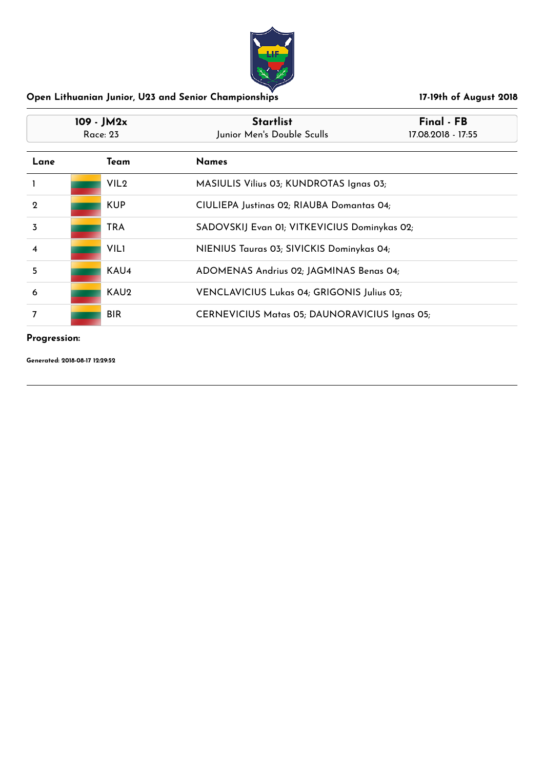## Open Lithuanian Junior, U23 and Senior Championships

**17-19th of August 2018**

| 109 - JM2x | Startlist | Final - FB |
|---|---|---|
| Race: 23 | Junior Men's Double Sculls | 17.08.2018 - 17:55 |

| Lane | Team | Names |
|---|---|---|
| 1 | VIL2 | MASIULIS Vilius 03; KUNDROTAS Ignas 03; |
| 2 | KUP | CIULIEPA Justinas 02; RIAUBA Domantas 04; |
| 3 | TRA | SADOVSKIJ Evan 01; VITKEVICIUS Dominykas 02; |
| 4 | VIL1 | NIENIUS Tauras 03; SIVICKIS Dominykas 04; |
| 5 | KAU4 | ADOMENAS Andrius 02; JAGMINAS Benas 04; |
| 6 | KAU2 | VENCLAVICIUS Lukas 04; GRIGONIS Julius 03; |
| 7 | BIR | CERNEVICIUS Matas 05; DAUNORAVICIUS Ignas 05; |

**Progression:**

**Generated: 2018-08-17 12:29:52**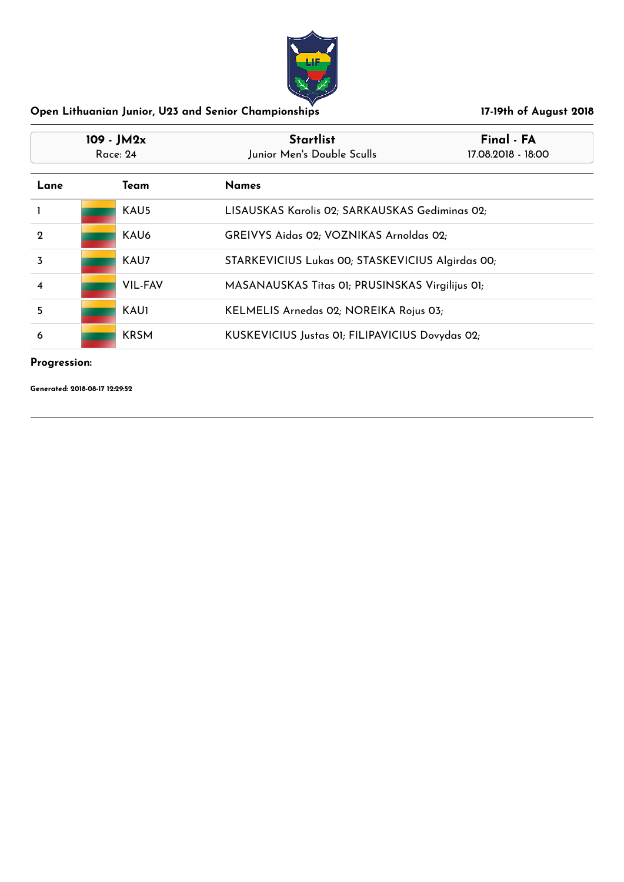## Open Lithuanian Junior, U23 and Senior Championships

**17-19th of August 2018**

| 109 - JM2x<br>Race: 24 | Startlist<br>Junior Men's Double Sculls | Final - FA<br>17.08.2018 - 18:00 |
|---|---|---|

| Lane | Team | Names |
|---|---|---|
| 1 | KAU5 | LISAUSKAS Karolis 02; SARKAUSKAS Gediminas 02; |
| 2 | KAU6 | GREIVYS Aidas 02; VOZNIKAS Arnoldas 02; |
| 3 | KAU7 | STARKEVICIUS Lukas 00; STASKEVICIUS Algirdas 00; |
| 4 | VIL-FAV | MASANAUSKAS Titas 01; PRUSINSKAS Virgilijus 01; |
| 5 | KAU1 | KELMELIS Arnedas 02; NOREIKA Rojus 03; |
| 6 | KRSM | KUSKEVICIUS Justas 01; FILIPAVICIUS Dovydas 02; |

**Progression:**

**Generated: 2018-08-17 12:29:52**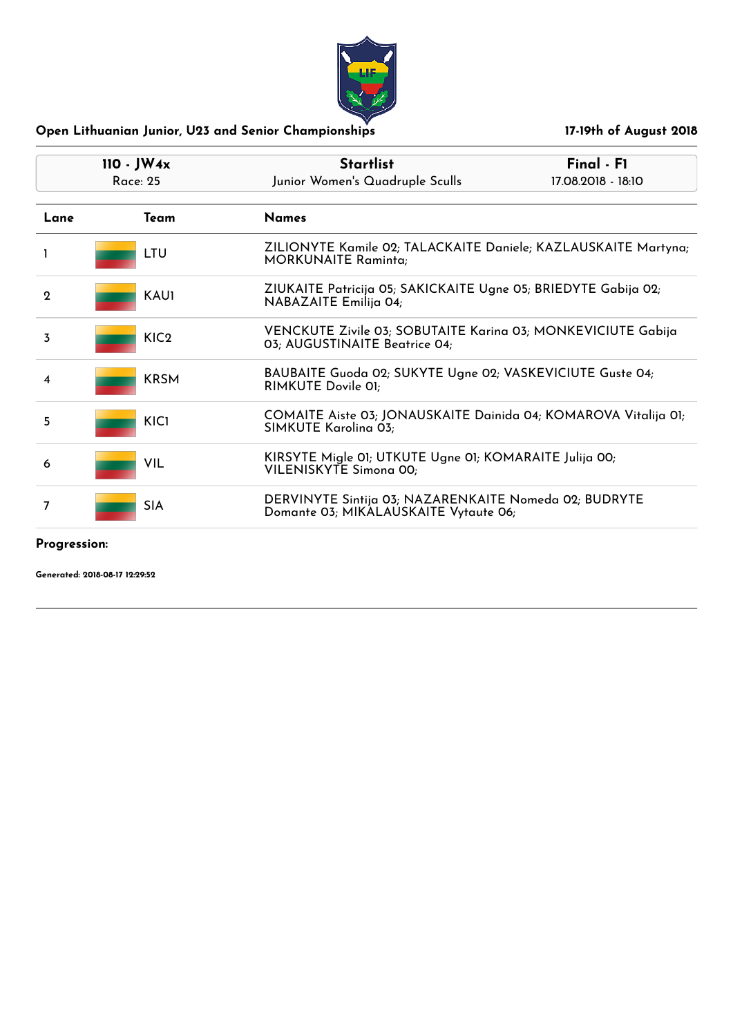## Open Lithuanian Junior, U23 and Senior Championships

**17-19th of August 2018**

| 110 - JW4x | Startlist | Final - F1 |
|---|---|---|
| Race: 25 | Junior Women's Quadruple Sculls | 17.08.2018 - 18:10 |

| Lane | Team | Names |
|---|---|---|
| 1 | LTU | ZILIONYTE Kamile 02; TALACKAITE Daniele; KAZLAUSKAITE Martyna; MORKUNAITE Raminta; |
| 2 | KAU1 | ZIUKAITE Patricija 05; SAKICKAITE Ugne 05; BRIEDYTE Gabija 02; NABAZAITE Emilija 04; |
| 3 | KIC2 | VENCKUTE Zivile 03; SOBUTAITE Karina 03; MONKEVICIUTE Gabija 03; AUGUSTINAITE Beatrice 04; |
| 4 | KRSM | BAUBAITE Guoda 02; SUKYTE Ugne 02; VASKEVICIUTE Guste 04; RIMKUTE Dovile 01; |
| 5 | KIC1 | COMAITE Aiste 03; JONAUSKAITE Dainida 04; KOMAROVA Vitalija 01; SIMKUTE Karolina 03; |
| 6 | VIL | KIRSYTE Migle 01; UTKUTE Ugne 01; KOMARAITE Julija 00; VILENISKYTE Simona 00; |
| 7 | SIA | DERVINYTE Sintija 03; NAZARENKAITE Nomeda 02; BUDRYTE Domante 03; MIKALAUSKAITE Vytaute 06; |

**Progression:**

**Generated: 2018-08-17 12:29:52**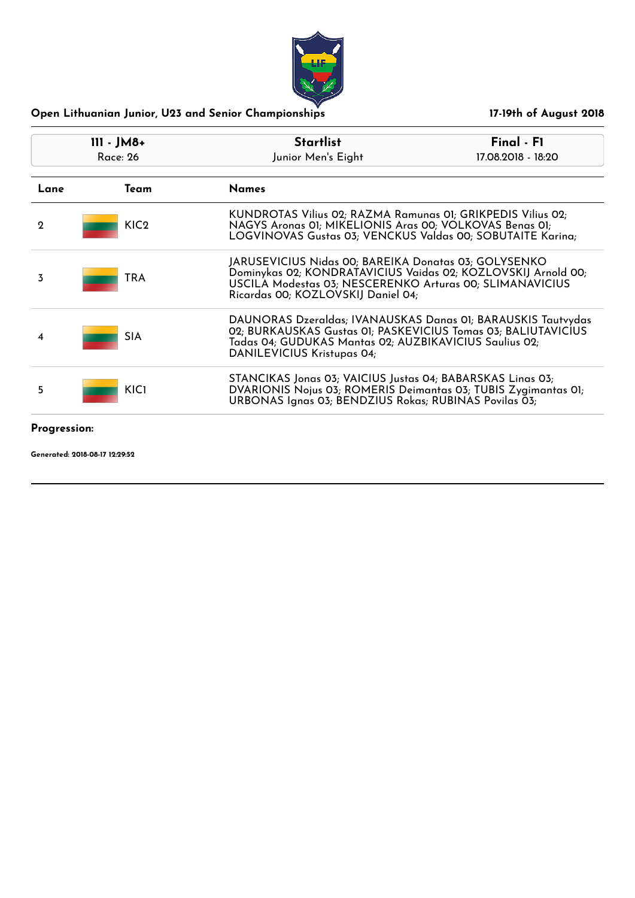## Open Lithuanian Junior, U23 and Senior Championships

17-19th of August 2018

| 111 - JM8+ | Startlist | Final - F1 |
|---|---|---|
| Race: 26 | Junior Men's Eight | 17.08.2018 - 18:20 |

| Lane | Team | Names |
|---|---|---|
| 2 | KIC2 | KUNDROTAS Vilius 02; RAZMA Ramunas 01; GRIKPEDIS Vilius 02; NAGYS Aronas 01; MIKELIONIS Aras 00; VOLKOVAS Benas 01; LOGVINOVAS Gustas 03; VENCKUS Valdas 00; SOBUTAITE Karina; |
| 3 | TRA | JARUSEVICIUS Nidas 00; BAREIKA Donatas 03; GOLYSENKO Dominykas 02; KONDRATAVICIUS Vaidas 02; KOZLOVSKIJ Arnold 00; USCILA Modestas 03; NESCERENKO Arturas 00; SLIMANAVICIUS Ricardas 00; KOZLOVSKIJ Daniel 04; |
| 4 | SIA | DAUNORAS Dzeraldas; IVANAUSKAS Danas 01; BARAUSKIS Tautvydas 02; BURKAUSKAS Gustas 01; PASKEVICIUS Tomas 03; BALIUTAVICIUS Tadas 04; GUDUKAS Mantas 02; AUZBIKAVICIUS Saulius 02; DANILEVICIUS Kristupas 04; |
| 5 | KIC1 | STANCIKAS Jonas 03; VAICIUS Justas 04; BABARSKAS Linas 03; DVARIONIS Nojus 03; ROMERIS Deimantas 03; TUBIS Zygimantas 01; URBONAS Ignas 03; BENDZIUS Rokas; RUBINAS Povilas 03; |

**Progression:**

**Generated: 2018-08-17 12:29:52**